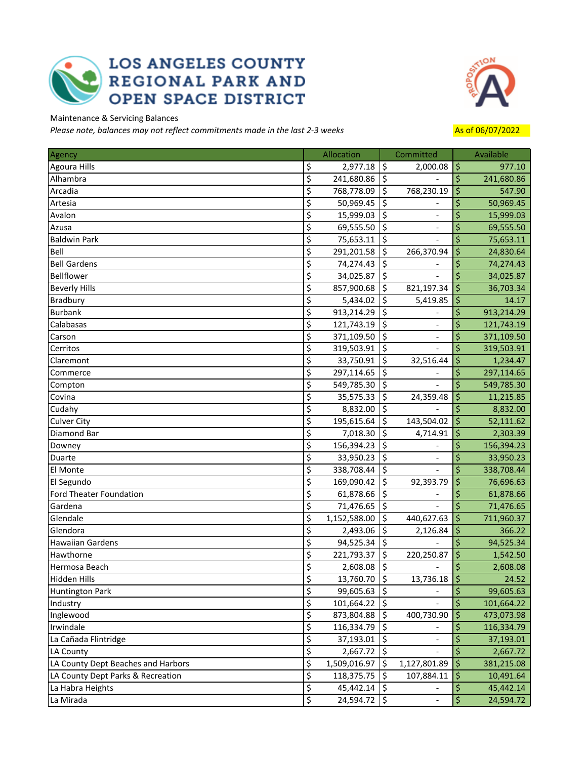# LOS ANGELES COUNTY REGIONAL PARK AND OPEN SPACE DISTRICT

Maintenance & Servicing Balances

*Please note, balances may not reflect commitments made in the last 2-3 weeks*

As of 06/07/2022

| Agency | Allocation | Committed | Available |
|---|---|---|---|
| Agoura Hills | $ 2,977.18 | $ 2,000.08 | $ 977.10 |
| Alhambra | $ 241,680.86 | $ - | $ 241,680.86 |
| Arcadia | $ 768,778.09 | $ 768,230.19 | $ 547.90 |
| Artesia | $ 50,969.45 | $ - | $ 50,969.45 |
| Avalon | $ 15,999.03 | $ - | $ 15,999.03 |
| Azusa | $ 69,555.50 | $ - | $ 69,555.50 |
| Baldwin Park | $ 75,653.11 | $ - | $ 75,653.11 |
| Bell | $ 291,201.58 | $ 266,370.94 | $ 24,830.64 |
| Bell Gardens | $ 74,274.43 | $ - | $ 74,274.43 |
| Bellflower | $ 34,025.87 | $ - | $ 34,025.87 |
| Beverly Hills | $ 857,900.68 | $ 821,197.34 | $ 36,703.34 |
| Bradbury | $ 5,434.02 | $ 5,419.85 | $ 14.17 |
| Burbank | $ 913,214.29 | $ - | $ 913,214.29 |
| Calabasas | $ 121,743.19 | $ - | $ 121,743.19 |
| Carson | $ 371,109.50 | $ - | $ 371,109.50 |
| Cerritos | $ 319,503.91 | $ - | $ 319,503.91 |
| Claremont | $ 33,750.91 | $ 32,516.44 | $ 1,234.47 |
| Commerce | $ 297,114.65 | $ - | $ 297,114.65 |
| Compton | $ 549,785.30 | $ - | $ 549,785.30 |
| Covina | $ 35,575.33 | $ 24,359.48 | $ 11,215.85 |
| Cudahy | $ 8,832.00 | $ - | $ 8,832.00 |
| Culver City | $ 195,615.64 | $ 143,504.02 | $ 52,111.62 |
| Diamond Bar | $ 7,018.30 | $ 4,714.91 | $ 2,303.39 |
| Downey | $ 156,394.23 | $ - | $ 156,394.23 |
| Duarte | $ 33,950.23 | $ - | $ 33,950.23 |
| El Monte | $ 338,708.44 | $ - | $ 338,708.44 |
| El Segundo | $ 169,090.42 | $ 92,393.79 | $ 76,696.63 |
| Ford Theater Foundation | $ 61,878.66 | $ - | $ 61,878.66 |
| Gardena | $ 71,476.65 | $ - | $ 71,476.65 |
| Glendale | $ 1,152,588.00 | $ 440,627.63 | $ 711,960.37 |
| Glendora | $ 2,493.06 | $ 2,126.84 | $ 366.22 |
| Hawaiian Gardens | $ 94,525.34 | $ - | $ 94,525.34 |
| Hawthorne | $ 221,793.37 | $ 220,250.87 | $ 1,542.50 |
| Hermosa Beach | $ 2,608.08 | $ - | $ 2,608.08 |
| Hidden Hills | $ 13,760.70 | $ 13,736.18 | $ 24.52 |
| Huntington Park | $ 99,605.63 | $ - | $ 99,605.63 |
| Industry | $ 101,664.22 | $ - | $ 101,664.22 |
| Inglewood | $ 873,804.88 | $ 400,730.90 | $ 473,073.98 |
| Irwindale | $ 116,334.79 | $ - | $ 116,334.79 |
| La Cañada Flintridge | $ 37,193.01 | $ - | $ 37,193.01 |
| LA County | $ 2,667.72 | $ - | $ 2,667.72 |
| LA County Dept Beaches and Harbors | $ 1,509,016.97 | $ 1,127,801.89 | $ 381,215.08 |
| LA County Dept Parks & Recreation | $ 118,375.75 | $ 107,884.11 | $ 10,491.64 |
| La Habra Heights | $ 45,442.14 | $ - | $ 45,442.14 |
| La Mirada | $ 24,594.72 | $ - | $ 24,594.72 |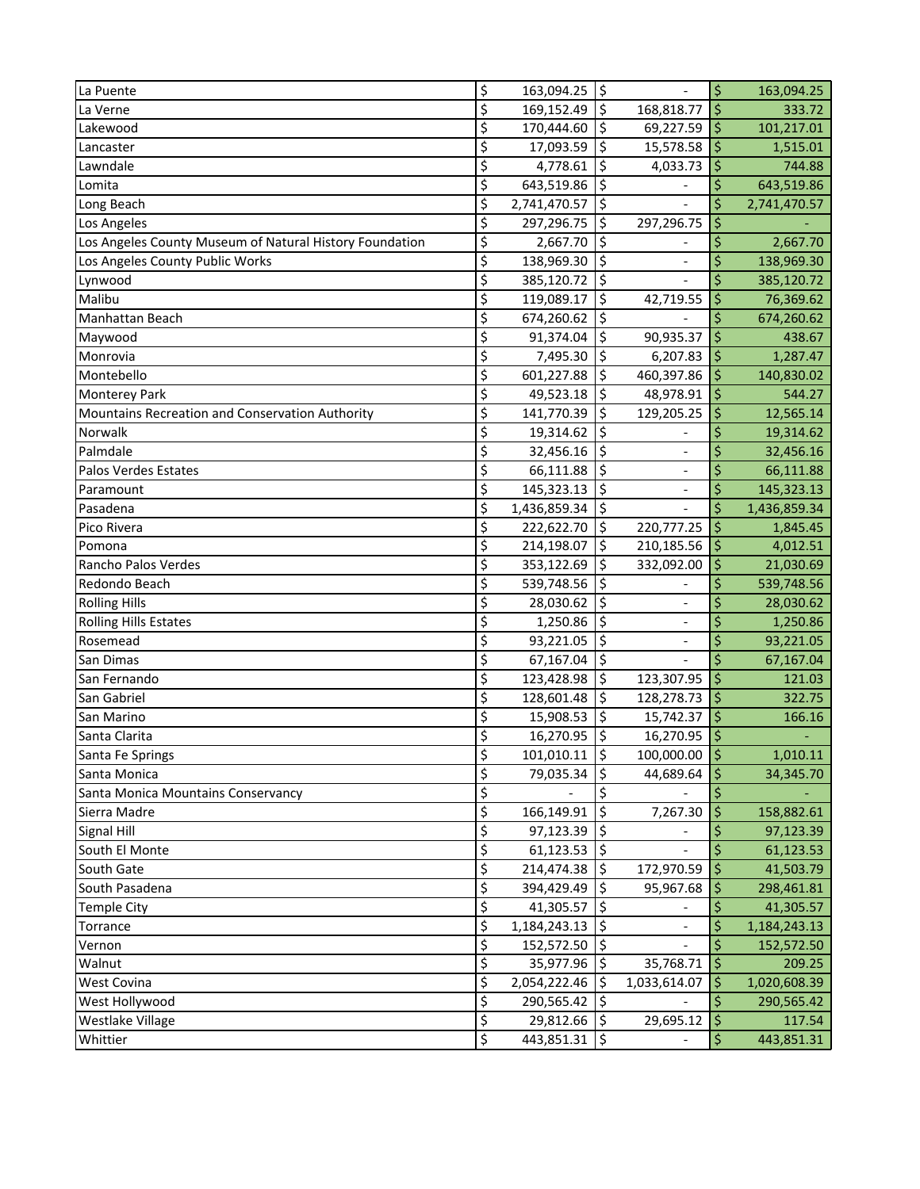| | | | |
|---|---|---|---|
| La Puente | $ 163,094.25 | $ - | $ 163,094.25 |
| La Verne | $ 169,152.49 | $ 168,818.77 | $ 333.72 |
| Lakewood | $ 170,444.60 | $ 69,227.59 | $ 101,217.01 |
| Lancaster | $ 17,093.59 | $ 15,578.58 | $ 1,515.01 |
| Lawndale | $ 4,778.61 | $ 4,033.73 | $ 744.88 |
| Lomita | $ 643,519.86 | $ - | $ 643,519.86 |
| Long Beach | $ 2,741,470.57 | $ - | $ 2,741,470.57 |
| Los Angeles | $ 297,296.75 | $ 297,296.75 | $ - |
| Los Angeles County Museum of Natural History Foundation | $ 2,667.70 | $ - | $ 2,667.70 |
| Los Angeles County Public Works | $ 138,969.30 | $ - | $ 138,969.30 |
| Lynwood | $ 385,120.72 | $ - | $ 385,120.72 |
| Malibu | $ 119,089.17 | $ 42,719.55 | $ 76,369.62 |
| Manhattan Beach | $ 674,260.62 | $ - | $ 674,260.62 |
| Maywood | $ 91,374.04 | $ 90,935.37 | $ 438.67 |
| Monrovia | $ 7,495.30 | $ 6,207.83 | $ 1,287.47 |
| Montebello | $ 601,227.88 | $ 460,397.86 | $ 140,830.02 |
| Monterey Park | $ 49,523.18 | $ 48,978.91 | $ 544.27 |
| Mountains Recreation and Conservation Authority | $ 141,770.39 | $ 129,205.25 | $ 12,565.14 |
| Norwalk | $ 19,314.62 | $ - | $ 19,314.62 |
| Palmdale | $ 32,456.16 | $ - | $ 32,456.16 |
| Palos Verdes Estates | $ 66,111.88 | $ - | $ 66,111.88 |
| Paramount | $ 145,323.13 | $ - | $ 145,323.13 |
| Pasadena | $ 1,436,859.34 | $ - | $ 1,436,859.34 |
| Pico Rivera | $ 222,622.70 | $ 220,777.25 | $ 1,845.45 |
| Pomona | $ 214,198.07 | $ 210,185.56 | $ 4,012.51 |
| Rancho Palos Verdes | $ 353,122.69 | $ 332,092.00 | $ 21,030.69 |
| Redondo Beach | $ 539,748.56 | $ - | $ 539,748.56 |
| Rolling Hills | $ 28,030.62 | $ - | $ 28,030.62 |
| Rolling Hills Estates | $ 1,250.86 | $ - | $ 1,250.86 |
| Rosemead | $ 93,221.05 | $ - | $ 93,221.05 |
| San Dimas | $ 67,167.04 | $ - | $ 67,167.04 |
| San Fernando | $ 123,428.98 | $ 123,307.95 | $ 121.03 |
| San Gabriel | $ 128,601.48 | $ 128,278.73 | $ 322.75 |
| San Marino | $ 15,908.53 | $ 15,742.37 | $ 166.16 |
| Santa Clarita | $ 16,270.95 | $ 16,270.95 | $ - |
| Santa Fe Springs | $ 101,010.11 | $ 100,000.00 | $ 1,010.11 |
| Santa Monica | $ 79,035.34 | $ 44,689.64 | $ 34,345.70 |
| Santa Monica Mountains Conservancy | $ - | $ - | $ - |
| Sierra Madre | $ 166,149.91 | $ 7,267.30 | $ 158,882.61 |
| Signal Hill | $ 97,123.39 | $ - | $ 97,123.39 |
| South El Monte | $ 61,123.53 | $ - | $ 61,123.53 |
| South Gate | $ 214,474.38 | $ 172,970.59 | $ 41,503.79 |
| South Pasadena | $ 394,429.49 | $ 95,967.68 | $ 298,461.81 |
| Temple City | $ 41,305.57 | $ - | $ 41,305.57 |
| Torrance | $ 1,184,243.13 | $ - | $ 1,184,243.13 |
| Vernon | $ 152,572.50 | $ - | $ 152,572.50 |
| Walnut | $ 35,977.96 | $ 35,768.71 | $ 209.25 |
| West Covina | $ 2,054,222.46 | $ 1,033,614.07 | $ 1,020,608.39 |
| West Hollywood | $ 290,565.42 | $ - | $ 290,565.42 |
| Westlake Village | $ 29,812.66 | $ 29,695.12 | $ 117.54 |
| Whittier | $ 443,851.31 | $ - | $ 443,851.31 |